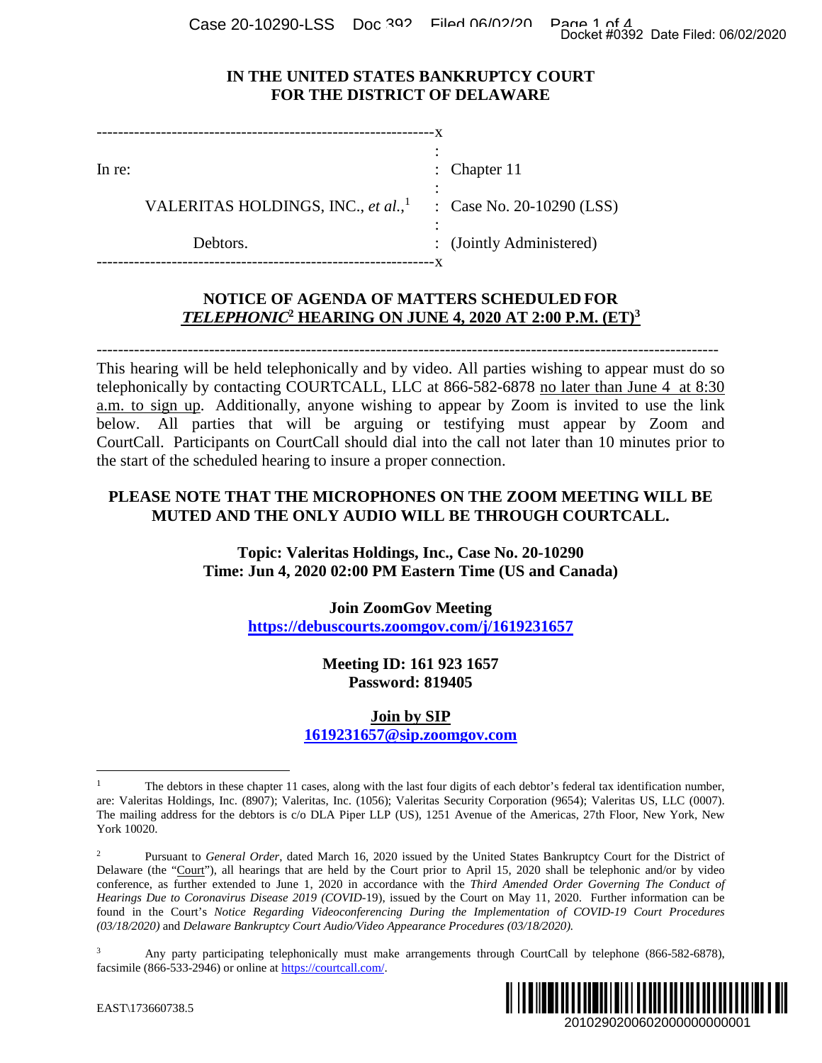# IN THE UNITED STATES BANKRUPTCY COURT
# FOR THE DISTRICT OF DELAWARE

| | | |
|---|---|---|
| In re: | : | Chapter 11 |
| VALERITAS HOLDINGS, INC., *et al.*,[1] | : | Case No. 20-10290 (LSS) |
| Debtors. | : | (Jointly Administered) |

## NOTICE OF AGENDA OF MATTERS SCHEDULED FOR *TELEPHONIC*[2] HEARING ON JUNE 4, 2020 AT 2:00 P.M. (ET)[3]

---

This hearing will be held telephonically and by video. All parties wishing to appear must do so telephonically by contacting COURTCALL, LLC at 866-582-6878 no later than June 4 at 8:30 a.m. to sign up. Additionally, anyone wishing to appear by Zoom is invited to use the link below. All parties that will be arguing or testifying must appear by Zoom and CourtCall. Participants on CourtCall should dial into the call not later than 10 minutes prior to the start of the scheduled hearing to insure a proper connection.

**PLEASE NOTE THAT THE MICROPHONES ON THE ZOOM MEETING WILL BE MUTED AND THE ONLY AUDIO WILL BE THROUGH COURTCALL.**

**Topic: Valeritas Holdings, Inc., Case No. 20-10290**
**Time: Jun 4, 2020 02:00 PM Eastern Time (US and Canada)**

**Join ZoomGov Meeting**
**https://debuscourts.zoomgov.com/j/1619231657**

**Meeting ID: 161 923 1657**
**Password: 819405**

**Join by SIP**
**1619231657@sip.zoomgov.com**

---

[1] The debtors in these chapter 11 cases, along with the last four digits of each debtor's federal tax identification number, are: Valeritas Holdings, Inc. (8907); Valeritas, Inc. (1056); Valeritas Security Corporation (9654); Valeritas US, LLC (0007). The mailing address for the debtors is c/o DLA Piper LLP (US), 1251 Avenue of the Americas, 27th Floor, New York, New York 10020.

[2] Pursuant to *General Order*, dated March 16, 2020 issued by the United States Bankruptcy Court for the District of Delaware (the "Court"), all hearings that are held by the Court prior to April 15, 2020 shall be telephonic and/or by video conference, as further extended to June 1, 2020 in accordance with the *Third Amended Order Governing The Conduct of Hearings Due to Coronavirus Disease 2019 (COVID-*19), issued by the Court on May 11, 2020. Further information can be found in the Court's *Notice Regarding Videoconferencing During the Implementation of COVID-19 Court Procedures (03/18/2020)* and *Delaware Bankruptcy Court Audio/Video Appearance Procedures (03/18/2020).*

[3] Any party participating telephonically must make arrangements through CourtCall by telephone (866-582-6878), facsimile (866-533-2946) or online at https://courtcall.com/.

EAST\173660738.5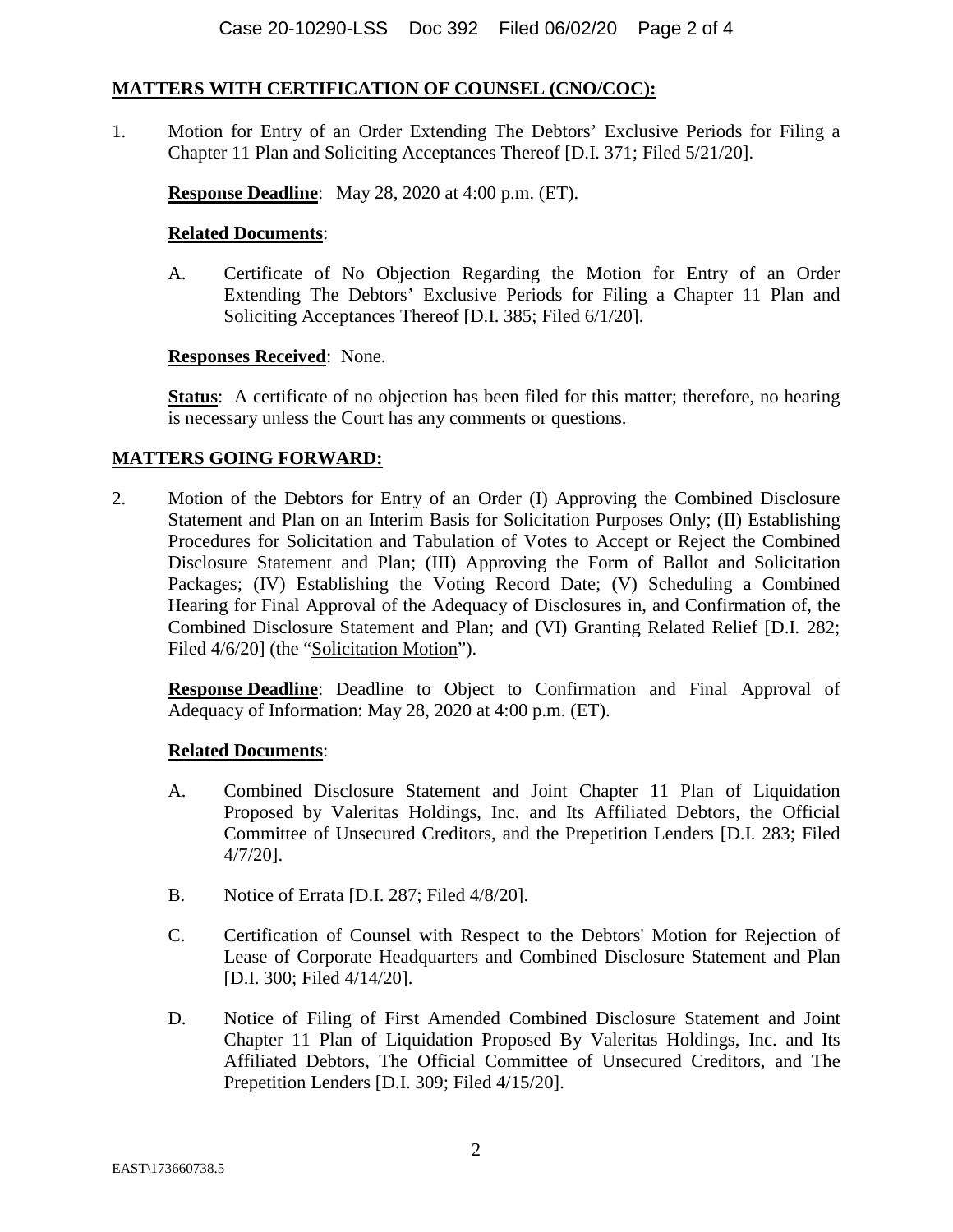**MATTERS WITH CERTIFICATION OF COUNSEL (CNO/COC):**

1. Motion for Entry of an Order Extending The Debtors' Exclusive Periods for Filing a Chapter 11 Plan and Soliciting Acceptances Thereof [D.I. 371; Filed 5/21/20].

   **Response Deadline**: May 28, 2020 at 4:00 p.m. (ET).

   **Related Documents**:

   A. Certificate of No Objection Regarding the Motion for Entry of an Order Extending The Debtors' Exclusive Periods for Filing a Chapter 11 Plan and Soliciting Acceptances Thereof [D.I. 385; Filed 6/1/20].

   **Responses Received**: None.

   **Status**: A certificate of no objection has been filed for this matter; therefore, no hearing is necessary unless the Court has any comments or questions.

**MATTERS GOING FORWARD:**

2. Motion of the Debtors for Entry of an Order (I) Approving the Combined Disclosure Statement and Plan on an Interim Basis for Solicitation Purposes Only; (II) Establishing Procedures for Solicitation and Tabulation of Votes to Accept or Reject the Combined Disclosure Statement and Plan; (III) Approving the Form of Ballot and Solicitation Packages; (IV) Establishing the Voting Record Date; (V) Scheduling a Combined Hearing for Final Approval of the Adequacy of Disclosures in, and Confirmation of, the Combined Disclosure Statement and Plan; and (VI) Granting Related Relief [D.I. 282; Filed 4/6/20] (the "Solicitation Motion").

   **Response Deadline**: Deadline to Object to Confirmation and Final Approval of Adequacy of Information: May 28, 2020 at 4:00 p.m. (ET).

   **Related Documents**:

   A. Combined Disclosure Statement and Joint Chapter 11 Plan of Liquidation Proposed by Valeritas Holdings, Inc. and Its Affiliated Debtors, the Official Committee of Unsecured Creditors, and the Prepetition Lenders [D.I. 283; Filed 4/7/20].

   B. Notice of Errata [D.I. 287; Filed 4/8/20].

   C. Certification of Counsel with Respect to the Debtors' Motion for Rejection of Lease of Corporate Headquarters and Combined Disclosure Statement and Plan [D.I. 300; Filed 4/14/20].

   D. Notice of Filing of First Amended Combined Disclosure Statement and Joint Chapter 11 Plan of Liquidation Proposed By Valeritas Holdings, Inc. and Its Affiliated Debtors, The Official Committee of Unsecured Creditors, and The Prepetition Lenders [D.I. 309; Filed 4/15/20].

EAST\173660738.5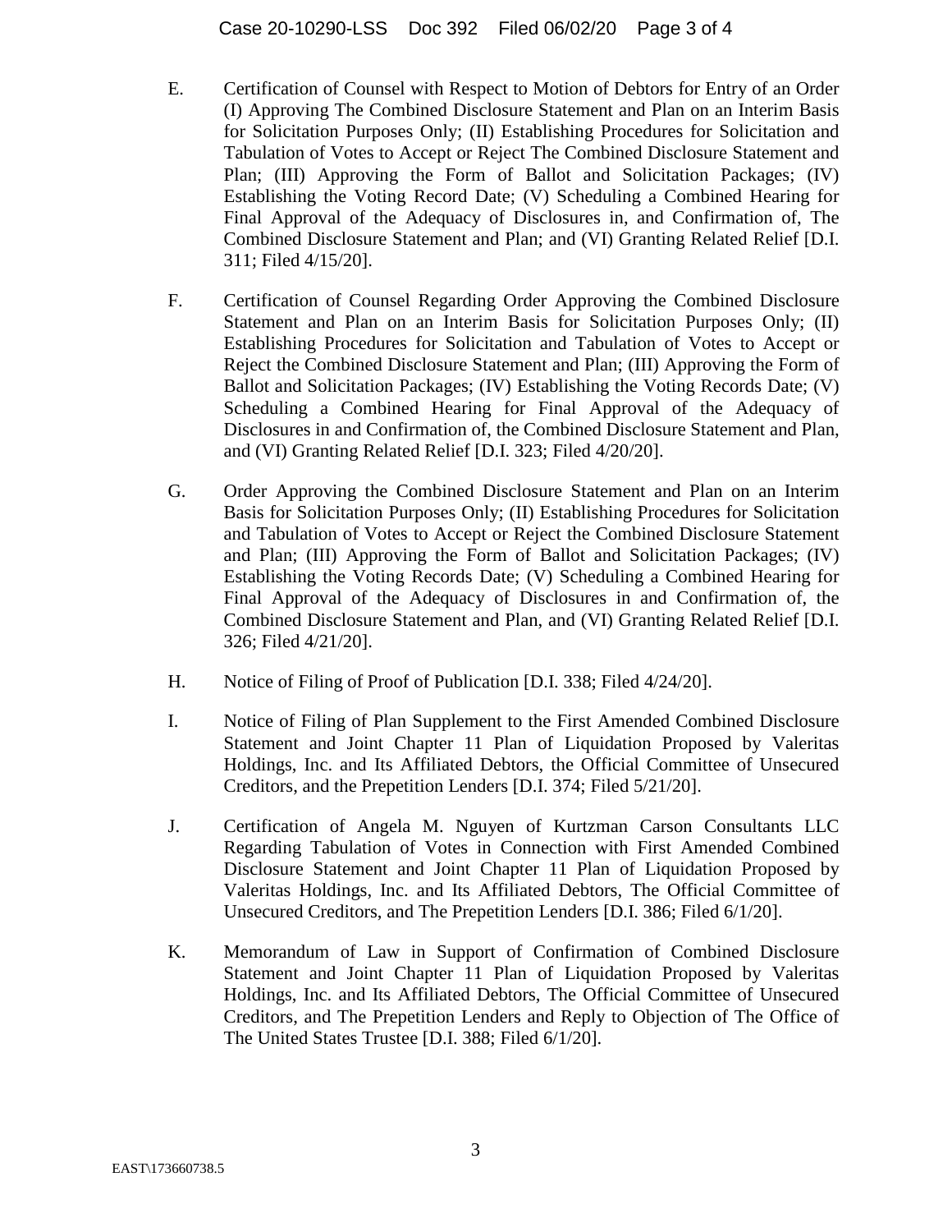E. Certification of Counsel with Respect to Motion of Debtors for Entry of an Order (I) Approving The Combined Disclosure Statement and Plan on an Interim Basis for Solicitation Purposes Only; (II) Establishing Procedures for Solicitation and Tabulation of Votes to Accept or Reject The Combined Disclosure Statement and Plan; (III) Approving the Form of Ballot and Solicitation Packages; (IV) Establishing the Voting Record Date; (V) Scheduling a Combined Hearing for Final Approval of the Adequacy of Disclosures in, and Confirmation of, The Combined Disclosure Statement and Plan; and (VI) Granting Related Relief [D.I. 311; Filed 4/15/20].

F. Certification of Counsel Regarding Order Approving the Combined Disclosure Statement and Plan on an Interim Basis for Solicitation Purposes Only; (II) Establishing Procedures for Solicitation and Tabulation of Votes to Accept or Reject the Combined Disclosure Statement and Plan; (III) Approving the Form of Ballot and Solicitation Packages; (IV) Establishing the Voting Records Date; (V) Scheduling a Combined Hearing for Final Approval of the Adequacy of Disclosures in and Confirmation of, the Combined Disclosure Statement and Plan, and (VI) Granting Related Relief [D.I. 323; Filed 4/20/20].

G. Order Approving the Combined Disclosure Statement and Plan on an Interim Basis for Solicitation Purposes Only; (II) Establishing Procedures for Solicitation and Tabulation of Votes to Accept or Reject the Combined Disclosure Statement and Plan; (III) Approving the Form of Ballot and Solicitation Packages; (IV) Establishing the Voting Records Date; (V) Scheduling a Combined Hearing for Final Approval of the Adequacy of Disclosures in and Confirmation of, the Combined Disclosure Statement and Plan, and (VI) Granting Related Relief [D.I. 326; Filed 4/21/20].

H. Notice of Filing of Proof of Publication [D.I. 338; Filed 4/24/20].

I. Notice of Filing of Plan Supplement to the First Amended Combined Disclosure Statement and Joint Chapter 11 Plan of Liquidation Proposed by Valeritas Holdings, Inc. and Its Affiliated Debtors, the Official Committee of Unsecured Creditors, and the Prepetition Lenders [D.I. 374; Filed 5/21/20].

J. Certification of Angela M. Nguyen of Kurtzman Carson Consultants LLC Regarding Tabulation of Votes in Connection with First Amended Combined Disclosure Statement and Joint Chapter 11 Plan of Liquidation Proposed by Valeritas Holdings, Inc. and Its Affiliated Debtors, The Official Committee of Unsecured Creditors, and The Prepetition Lenders [D.I. 386; Filed 6/1/20].

K. Memorandum of Law in Support of Confirmation of Combined Disclosure Statement and Joint Chapter 11 Plan of Liquidation Proposed by Valeritas Holdings, Inc. and Its Affiliated Debtors, The Official Committee of Unsecured Creditors, and The Prepetition Lenders and Reply to Objection of The Office of The United States Trustee [D.I. 388; Filed 6/1/20].

EAST\173660738.5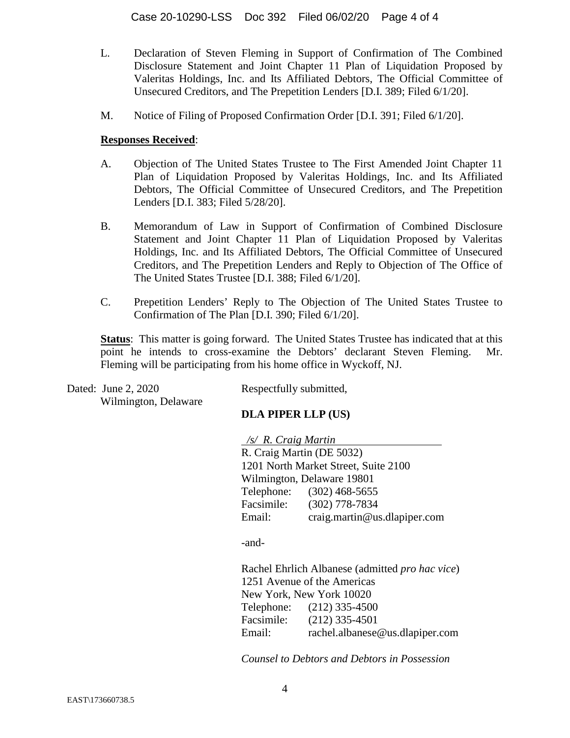L. Declaration of Steven Fleming in Support of Confirmation of The Combined Disclosure Statement and Joint Chapter 11 Plan of Liquidation Proposed by Valeritas Holdings, Inc. and Its Affiliated Debtors, The Official Committee of Unsecured Creditors, and The Prepetition Lenders [D.I. 389; Filed 6/1/20].

M. Notice of Filing of Proposed Confirmation Order [D.I. 391; Filed 6/1/20].

**Responses Received**:

A. Objection of The United States Trustee to The First Amended Joint Chapter 11 Plan of Liquidation Proposed by Valeritas Holdings, Inc. and Its Affiliated Debtors, The Official Committee of Unsecured Creditors, and The Prepetition Lenders [D.I. 383; Filed 5/28/20].

B. Memorandum of Law in Support of Confirmation of Combined Disclosure Statement and Joint Chapter 11 Plan of Liquidation Proposed by Valeritas Holdings, Inc. and Its Affiliated Debtors, The Official Committee of Unsecured Creditors, and The Prepetition Lenders and Reply to Objection of The Office of The United States Trustee [D.I. 388; Filed 6/1/20].

C. Prepetition Lenders' Reply to The Objection of The United States Trustee to Confirmation of The Plan [D.I. 390; Filed 6/1/20].

**Status**: This matter is going forward. The United States Trustee has indicated that at this point he intends to cross-examine the Debtors' declarant Steven Fleming. Mr. Fleming will be participating from his home office in Wyckoff, NJ.

Dated: June 2, 2020
Wilmington, Delaware

Respectfully submitted,

**DLA PIPER LLP (US)**

*/s/ R. Craig Martin*
R. Craig Martin (DE 5032)
1201 North Market Street, Suite 2100
Wilmington, Delaware 19801
Telephone: (302) 468-5655
Facsimile: (302) 778-7834
Email: craig.martin@us.dlapiper.com

-and-

Rachel Ehrlich Albanese (admitted *pro hac vice*)
1251 Avenue of the Americas
New York, New York 10020
Telephone: (212) 335-4500
Facsimile: (212) 335-4501
Email: rachel.albanese@us.dlapiper.com

*Counsel to Debtors and Debtors in Possession*

EAST\173660738.5